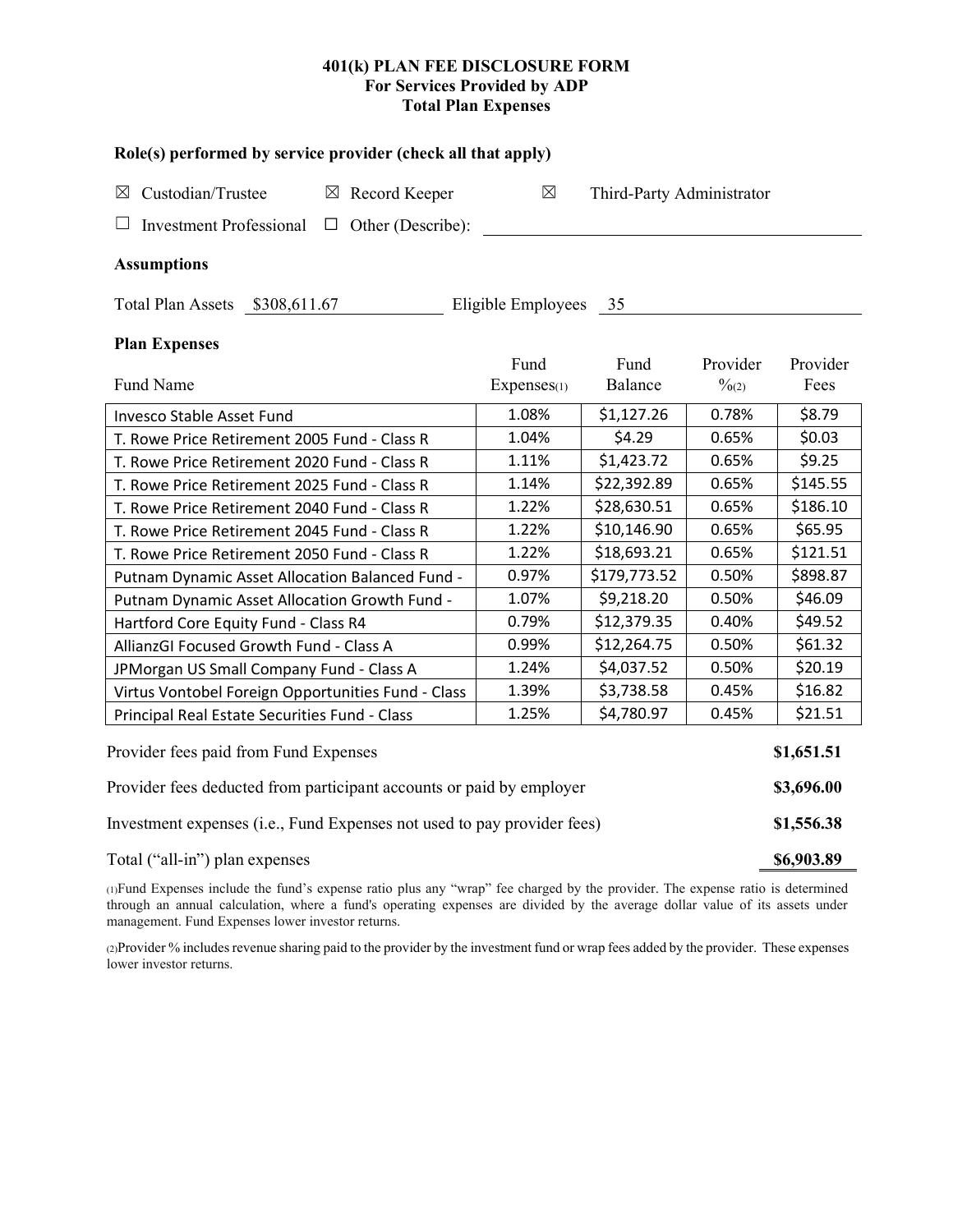# 401(k) PLAN FEE DISCLOSURE FORM
## For Services Provided by ADP
## Total Plan Expenses

### Role(s) performed by service provider (check all that apply)

☒ Custodian/Trustee ☒ Record Keeper ☒ Third-Party Administrator

☐ Investment Professional ☐ Other (Describe): ____________

### Assumptions

Total Plan Assets $308,611.67 Eligible Employees 35

### Plan Expenses

| Fund Name | Fund Expenses(1) | Fund Balance | Provider %(2) | Provider Fees |
|---|---|---|---|---|
| Invesco Stable Asset Fund | 1.08% | $1,127.26 | 0.78% | $8.79 |
| T. Rowe Price Retirement 2005 Fund - Class R | 1.04% | $4.29 | 0.65% | $0.03 |
| T. Rowe Price Retirement 2020 Fund - Class R | 1.11% | $1,423.72 | 0.65% | $9.25 |
| T. Rowe Price Retirement 2025 Fund - Class R | 1.14% | $22,392.89 | 0.65% | $145.55 |
| T. Rowe Price Retirement 2040 Fund - Class R | 1.22% | $28,630.51 | 0.65% | $186.10 |
| T. Rowe Price Retirement 2045 Fund - Class R | 1.22% | $10,146.90 | 0.65% | $65.95 |
| T. Rowe Price Retirement 2050 Fund - Class R | 1.22% | $18,693.21 | 0.65% | $121.51 |
| Putnam Dynamic Asset Allocation Balanced Fund - | 0.97% | $179,773.52 | 0.50% | $898.87 |
| Putnam Dynamic Asset Allocation Growth Fund - | 1.07% | $9,218.20 | 0.50% | $46.09 |
| Hartford Core Equity Fund - Class R4 | 0.79% | $12,379.35 | 0.40% | $49.52 |
| AllianzGI Focused Growth Fund - Class A | 0.99% | $12,264.75 | 0.50% | $61.32 |
| JPMorgan US Small Company Fund - Class A | 1.24% | $4,037.52 | 0.50% | $20.19 |
| Virtus Vontobel Foreign Opportunities Fund - Class | 1.39% | $3,738.58 | 0.45% | $16.82 |
| Principal Real Estate Securities Fund - Class | 1.25% | $4,780.97 | 0.45% | $21.51 |

| | |
|---|---|
| Provider fees paid from Fund Expenses | **$1,651.51** |
| Provider fees deducted from participant accounts or paid by employer | **$3,696.00** |
| Investment expenses (i.e., Fund Expenses not used to pay provider fees) | **$1,556.38** |
| Total ("all-in") plan expenses | **$6,903.89** |

(1)Fund Expenses include the fund's expense ratio plus any "wrap" fee charged by the provider. The expense ratio is determined through an annual calculation, where a fund's operating expenses are divided by the average dollar value of its assets under management. Fund Expenses lower investor returns.

(2)Provider % includes revenue sharing paid to the provider by the investment fund or wrap fees added by the provider. These expenses lower investor returns.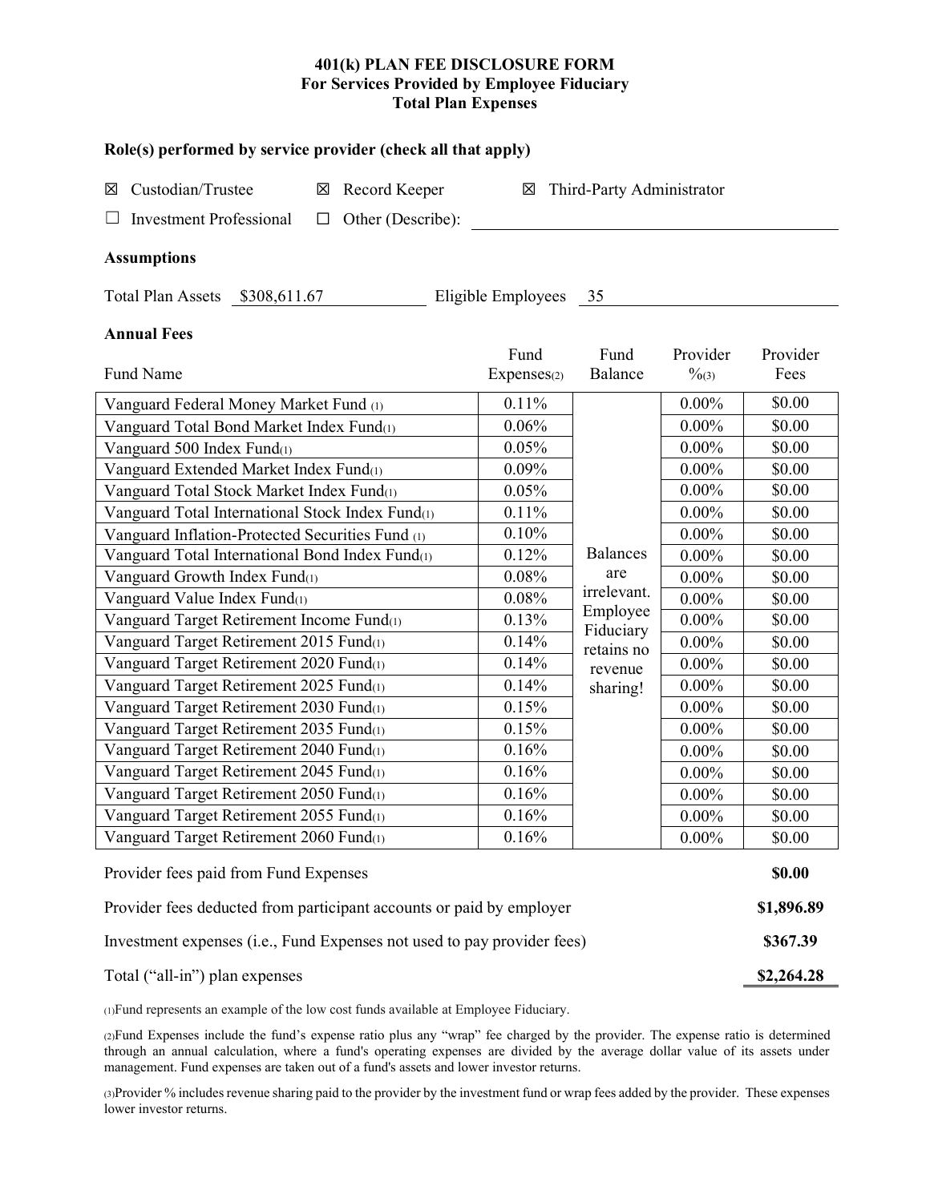**401(k) PLAN FEE DISCLOSURE FORM**
**For Services Provided by Employee Fiduciary**
**Total Plan Expenses**

**Role(s) performed by service provider (check all that apply)**

☒ Custodian/Trustee ☒ Record Keeper ☒ Third-Party Administrator

☐ Investment Professional ☐ Other (Describe): \_\_\_\_\_\_\_\_\_\_

**Assumptions**

Total Plan Assets $308,611.67 Eligible Employees 35

**Annual Fees**

| Fund Name | Fund Expenses(2) | Fund Balance | Provider %(3) | Provider Fees |
|---|---|---|---|---|
| Vanguard Federal Money Market Fund (1) | 0.11% | Balances are irrelevant. Employee Fiduciary retains no revenue sharing! | 0.00% | $0.00 |
| Vanguard Total Bond Market Index Fund(1) | 0.06% | | 0.00% | $0.00 |
| Vanguard 500 Index Fund(1) | 0.05% | | 0.00% | $0.00 |
| Vanguard Extended Market Index Fund(1) | 0.09% | | 0.00% | $0.00 |
| Vanguard Total Stock Market Index Fund(1) | 0.05% | | 0.00% | $0.00 |
| Vanguard Total International Stock Index Fund(1) | 0.11% | | 0.00% | $0.00 |
| Vanguard Inflation-Protected Securities Fund (1) | 0.10% | | 0.00% | $0.00 |
| Vanguard Total International Bond Index Fund(1) | 0.12% | | 0.00% | $0.00 |
| Vanguard Growth Index Fund(1) | 0.08% | | 0.00% | $0.00 |
| Vanguard Value Index Fund(1) | 0.08% | | 0.00% | $0.00 |
| Vanguard Target Retirement Income Fund(1) | 0.13% | | 0.00% | $0.00 |
| Vanguard Target Retirement 2015 Fund(1) | 0.14% | | 0.00% | $0.00 |
| Vanguard Target Retirement 2020 Fund(1) | 0.14% | | 0.00% | $0.00 |
| Vanguard Target Retirement 2025 Fund(1) | 0.14% | | 0.00% | $0.00 |
| Vanguard Target Retirement 2030 Fund(1) | 0.15% | | 0.00% | $0.00 |
| Vanguard Target Retirement 2035 Fund(1) | 0.15% | | 0.00% | $0.00 |
| Vanguard Target Retirement 2040 Fund(1) | 0.16% | | 0.00% | $0.00 |
| Vanguard Target Retirement 2045 Fund(1) | 0.16% | | 0.00% | $0.00 |
| Vanguard Target Retirement 2050 Fund(1) | 0.16% | | 0.00% | $0.00 |
| Vanguard Target Retirement 2055 Fund(1) | 0.16% | | 0.00% | $0.00 |
| Vanguard Target Retirement 2060 Fund(1) | 0.16% | | 0.00% | $0.00 |

| | |
|---|---|
| Provider fees paid from Fund Expenses | **$0.00** |
| Provider fees deducted from participant accounts or paid by employer | **$1,896.89** |
| Investment expenses (i.e., Fund Expenses not used to pay provider fees) | **$367.39** |
| Total ("all-in") plan expenses | **$2,264.28** |

(1)Fund represents an example of the low cost funds available at Employee Fiduciary.

(2)Fund Expenses include the fund's expense ratio plus any "wrap" fee charged by the provider. The expense ratio is determined through an annual calculation, where a fund's operating expenses are divided by the average dollar value of its assets under management. Fund expenses are taken out of a fund's assets and lower investor returns.

(3)Provider % includes revenue sharing paid to the provider by the investment fund or wrap fees added by the provider. These expenses lower investor returns.